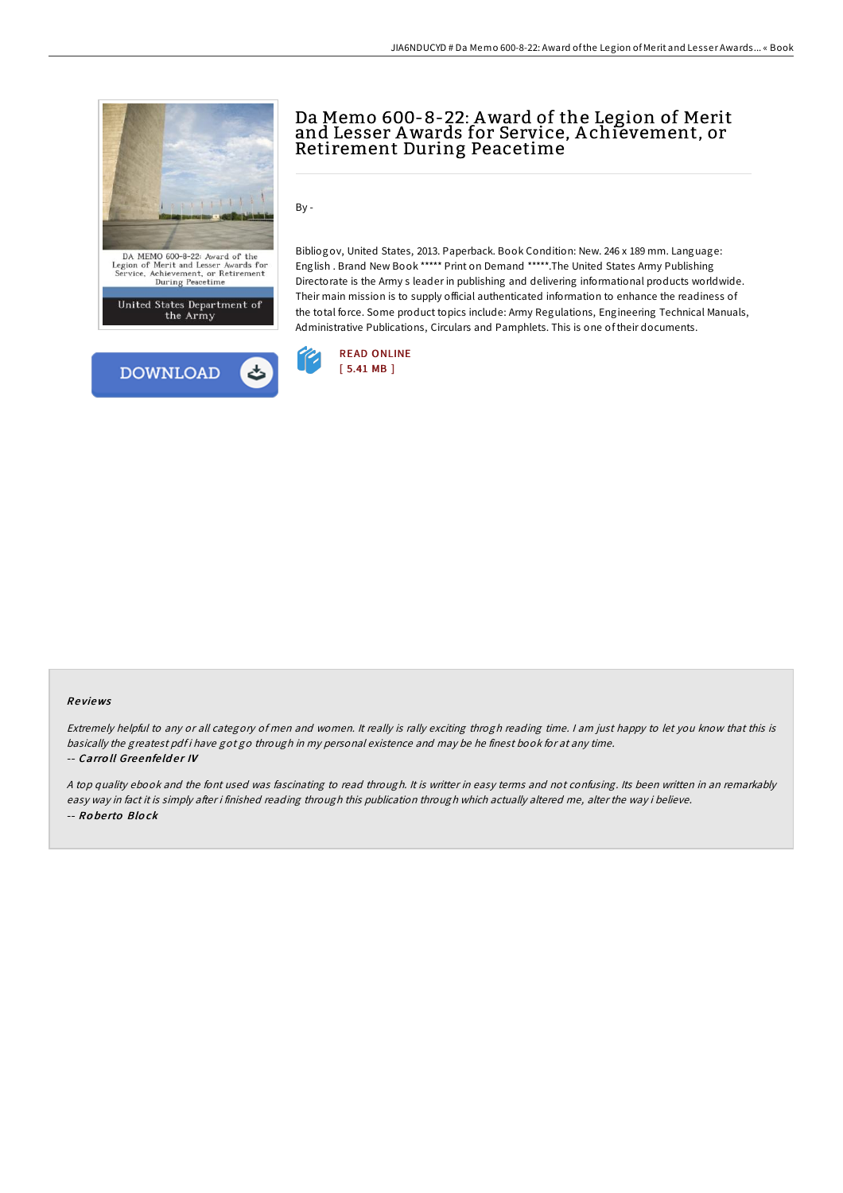# Da Memo 600-8-22: Award of the Legion of Merit and Lesser Awards for Service, Achievement, or Retirement During Peacetime

By -

Bibliogov, United States, 2013. Paperback. Book Condition: New. 246 x 189 mm. Language: English . Brand New Book ***** Print on Demand *****.The United States Army Publishing Directorate is the Army s leader in publishing and delivering informational products worldwide. Their main mission is to supply official authenticated information to enhance the readiness of the total force. Some product topics include: Army Regulations, Engineering Technical Manuals, Administrative Publications, Circulars and Pamphlets. This is one of their documents.

READ ONLINE
[ 5.41 MB ]

### Reviews

*Extremely helpful to any or all category of men and women. It really is rally exciting throgh reading time. I am just happy to let you know that this is basically the greatest pdf i have got go through in my personal existence and may be he finest book for at any time.*

-- ***Carroll Greenfelder IV***

*A top quality ebook and the font used was fascinating to read through. It is writter in easy terms and not confusing. Its been written in an remarkably easy way in fact it is simply after i finished reading through this publication through which actually altered me, alter the way i believe.*

-- ***Roberto Block***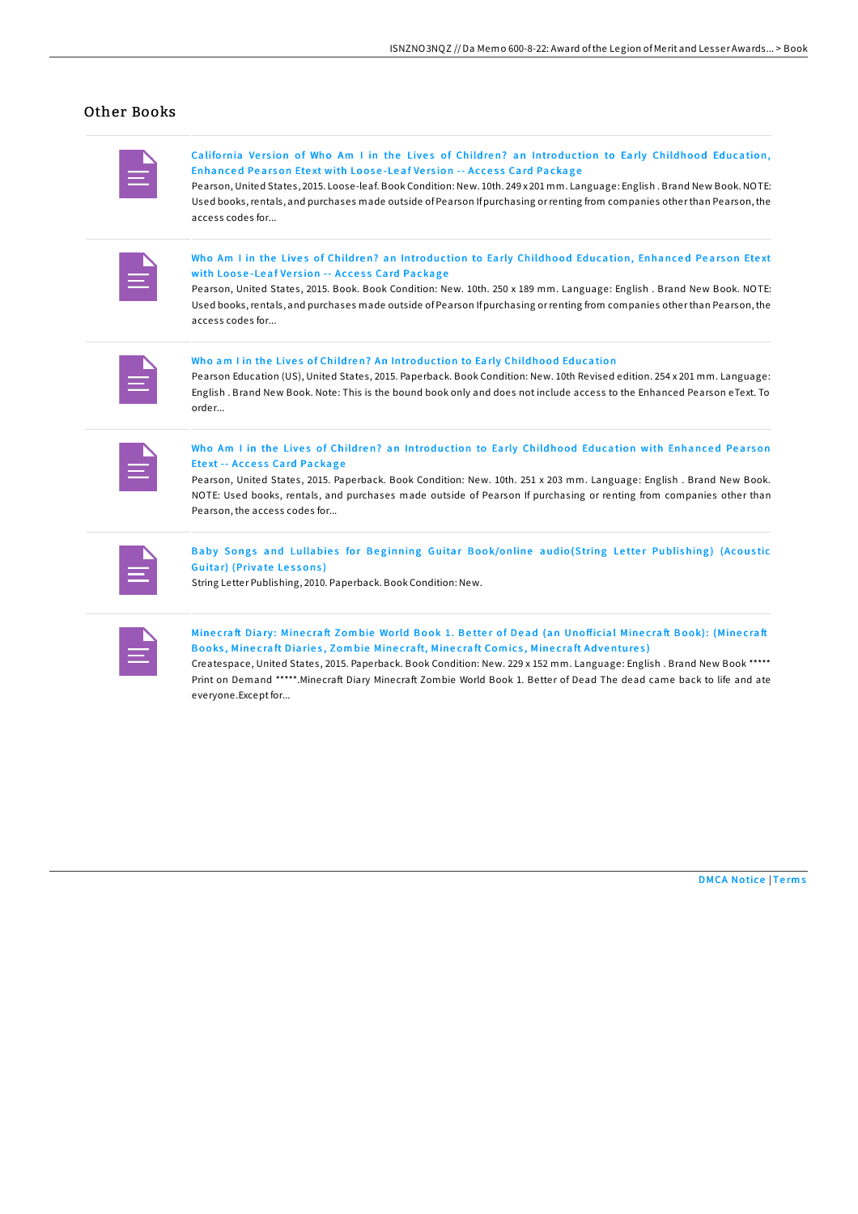## Other Books

**California Version of Who Am I in the Lives of Children? an Introduction to Early Childhood Education, Enhanced Pearson Etext with Loose-Leaf Version -- Access Card Package**

Pearson, United States, 2015. Loose-leaf. Book Condition: New. 10th. 249 x 201 mm. Language: English . Brand New Book. NOTE: Used books, rentals, and purchases made outside of Pearson If purchasing or renting from companies other than Pearson, the access codes for...

**Who Am I in the Lives of Children? an Introduction to Early Childhood Education, Enhanced Pearson Etext with Loose-Leaf Version -- Access Card Package**

Pearson, United States, 2015. Book. Book Condition: New. 10th. 250 x 189 mm. Language: English . Brand New Book. NOTE: Used books, rentals, and purchases made outside of Pearson If purchasing or renting from companies other than Pearson, the access codes for...

**Who am I in the Lives of Children? An Introduction to Early Childhood Education**

Pearson Education (US), United States, 2015. Paperback. Book Condition: New. 10th Revised edition. 254 x 201 mm. Language: English . Brand New Book. Note: This is the bound book only and does not include access to the Enhanced Pearson eText. To order...

**Who Am I in the Lives of Children? an Introduction to Early Childhood Education with Enhanced Pearson Etext -- Access Card Package**

Pearson, United States, 2015. Paperback. Book Condition: New. 10th. 251 x 203 mm. Language: English . Brand New Book. NOTE: Used books, rentals, and purchases made outside of Pearson If purchasing or renting from companies other than Pearson, the access codes for...

**Baby Songs and Lullabies for Beginning Guitar Book/online audio(String Letter Publishing) (Acoustic Guitar) (Private Lessons)**

String Letter Publishing, 2010. Paperback. Book Condition: New.

**Minecraft Diary: Minecraft Zombie World Book 1. Better of Dead (an Unofficial Minecraft Book): (Minecraft Books, Minecraft Diaries, Zombie Minecraft, Minecraft Comics, Minecraft Adventures)**

Createspace, United States, 2015. Paperback. Book Condition: New. 229 x 152 mm. Language: English . Brand New Book ***** Print on Demand *****.Minecraft Diary Minecraft Zombie World Book 1. Better of Dead The dead came back to life and ate everyone.Except for...

DMCA Notice | Terms